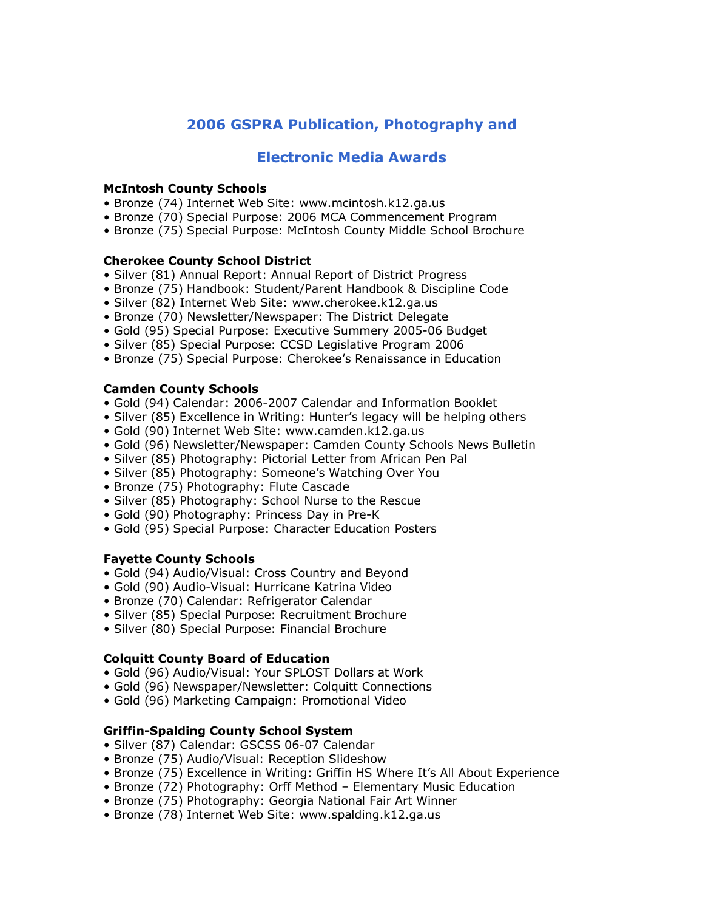# 2006 GSPRA Publication, Photography and Electronic Media Awards

**McIntosh County Schools**

- Bronze (74) Internet Web Site: www.mcintosh.k12.ga.us
- Bronze (70) Special Purpose: 2006 MCA Commencement Program
- Bronze (75) Special Purpose: McIntosh County Middle School Brochure

**Cherokee County School District**

- Silver (81) Annual Report: Annual Report of District Progress
- Bronze (75) Handbook: Student/Parent Handbook & Discipline Code
- Silver (82) Internet Web Site: www.cherokee.k12.ga.us
- Bronze (70) Newsletter/Newspaper: The District Delegate
- Gold (95) Special Purpose: Executive Summery 2005-06 Budget
- Silver (85) Special Purpose: CCSD Legislative Program 2006
- Bronze (75) Special Purpose: Cherokee's Renaissance in Education

**Camden County Schools**

- Gold (94) Calendar: 2006-2007 Calendar and Information Booklet
- Silver (85) Excellence in Writing: Hunter's legacy will be helping others
- Gold (90) Internet Web Site: www.camden.k12.ga.us
- Gold (96) Newsletter/Newspaper: Camden County Schools News Bulletin
- Silver (85) Photography: Pictorial Letter from African Pen Pal
- Silver (85) Photography: Someone's Watching Over You
- Bronze (75) Photography: Flute Cascade
- Silver (85) Photography: School Nurse to the Rescue
- Gold (90) Photography: Princess Day in Pre-K
- Gold (95) Special Purpose: Character Education Posters

**Fayette County Schools**

- Gold (94) Audio/Visual: Cross Country and Beyond
- Gold (90) Audio-Visual: Hurricane Katrina Video
- Bronze (70) Calendar: Refrigerator Calendar
- Silver (85) Special Purpose: Recruitment Brochure
- Silver (80) Special Purpose: Financial Brochure

**Colquitt County Board of Education**

- Gold (96) Audio/Visual: Your SPLOST Dollars at Work
- Gold (96) Newspaper/Newsletter: Colquitt Connections
- Gold (96) Marketing Campaign: Promotional Video

**Griffin-Spalding County School System**

- Silver (87) Calendar: GSCSS 06-07 Calendar
- Bronze (75) Audio/Visual: Reception Slideshow
- Bronze (75) Excellence in Writing: Griffin HS Where It's All About Experience
- Bronze (72) Photography: Orff Method – Elementary Music Education
- Bronze (75) Photography: Georgia National Fair Art Winner
- Bronze (78) Internet Web Site: www.spalding.k12.ga.us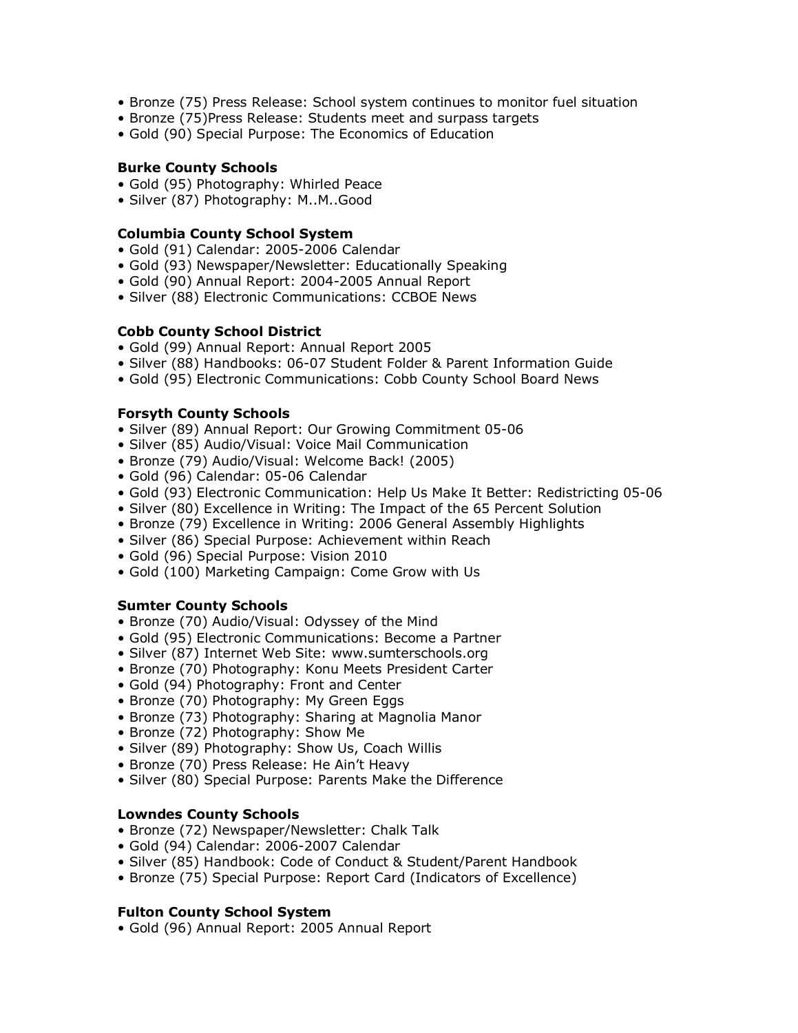- Bronze (75) Press Release: School system continues to monitor fuel situation
- Bronze (75)Press Release: Students meet and surpass targets
- Gold (90) Special Purpose: The Economics of Education

**Burke County Schools**
- Gold (95) Photography: Whirled Peace
- Silver (87) Photography: M..M..Good

**Columbia County School System**
- Gold (91) Calendar: 2005-2006 Calendar
- Gold (93) Newspaper/Newsletter: Educationally Speaking
- Gold (90) Annual Report: 2004-2005 Annual Report
- Silver (88) Electronic Communications: CCBOE News

**Cobb County School District**
- Gold (99) Annual Report: Annual Report 2005
- Silver (88) Handbooks: 06-07 Student Folder & Parent Information Guide
- Gold (95) Electronic Communications: Cobb County School Board News

**Forsyth County Schools**
- Silver (89) Annual Report: Our Growing Commitment 05-06
- Silver (85) Audio/Visual: Voice Mail Communication
- Bronze (79) Audio/Visual: Welcome Back! (2005)
- Gold (96) Calendar: 05-06 Calendar
- Gold (93) Electronic Communication: Help Us Make It Better: Redistricting 05-06
- Silver (80) Excellence in Writing: The Impact of the 65 Percent Solution
- Bronze (79) Excellence in Writing: 2006 General Assembly Highlights
- Silver (86) Special Purpose: Achievement within Reach
- Gold (96) Special Purpose: Vision 2010
- Gold (100) Marketing Campaign: Come Grow with Us

**Sumter County Schools**
- Bronze (70) Audio/Visual: Odyssey of the Mind
- Gold (95) Electronic Communications: Become a Partner
- Silver (87) Internet Web Site: www.sumterschools.org
- Bronze (70) Photography: Konu Meets President Carter
- Gold (94) Photography: Front and Center
- Bronze (70) Photography: My Green Eggs
- Bronze (73) Photography: Sharing at Magnolia Manor
- Bronze (72) Photography: Show Me
- Silver (89) Photography: Show Us, Coach Willis
- Bronze (70) Press Release: He Ain't Heavy
- Silver (80) Special Purpose: Parents Make the Difference

**Lowndes County Schools**
- Bronze (72) Newspaper/Newsletter: Chalk Talk
- Gold (94) Calendar: 2006-2007 Calendar
- Silver (85) Handbook: Code of Conduct & Student/Parent Handbook
- Bronze (75) Special Purpose: Report Card (Indicators of Excellence)

**Fulton County School System**
- Gold (96) Annual Report: 2005 Annual Report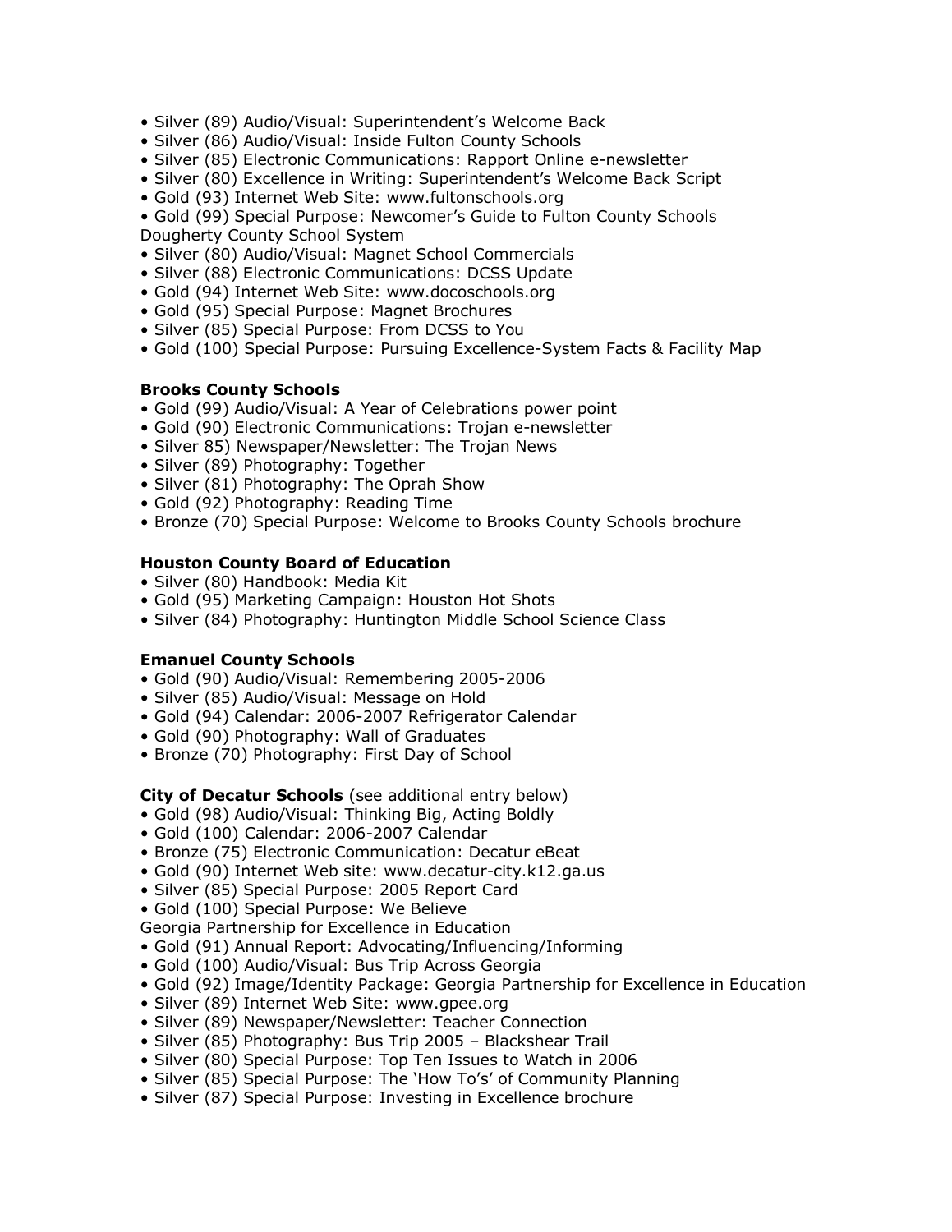- Silver (89) Audio/Visual: Superintendent's Welcome Back
- Silver (86) Audio/Visual: Inside Fulton County Schools
- Silver (85) Electronic Communications: Rapport Online e-newsletter
- Silver (80) Excellence in Writing: Superintendent's Welcome Back Script
- Gold (93) Internet Web Site: www.fultonschools.org
- Gold (99) Special Purpose: Newcomer's Guide to Fulton County Schools

Dougherty County School System

- Silver (80) Audio/Visual: Magnet School Commercials
- Silver (88) Electronic Communications: DCSS Update
- Gold (94) Internet Web Site: www.docoschools.org
- Gold (95) Special Purpose: Magnet Brochures
- Silver (85) Special Purpose: From DCSS to You
- Gold (100) Special Purpose: Pursuing Excellence-System Facts & Facility Map

**Brooks County Schools**

- Gold (99) Audio/Visual: A Year of Celebrations power point
- Gold (90) Electronic Communications: Trojan e-newsletter
- Silver 85) Newspaper/Newsletter: The Trojan News
- Silver (89) Photography: Together
- Silver (81) Photography: The Oprah Show
- Gold (92) Photography: Reading Time
- Bronze (70) Special Purpose: Welcome to Brooks County Schools brochure

**Houston County Board of Education**

- Silver (80) Handbook: Media Kit
- Gold (95) Marketing Campaign: Houston Hot Shots
- Silver (84) Photography: Huntington Middle School Science Class

**Emanuel County Schools**

- Gold (90) Audio/Visual: Remembering 2005-2006
- Silver (85) Audio/Visual: Message on Hold
- Gold (94) Calendar: 2006-2007 Refrigerator Calendar
- Gold (90) Photography: Wall of Graduates
- Bronze (70) Photography: First Day of School

**City of Decatur Schools** (see additional entry below)

- Gold (98) Audio/Visual: Thinking Big, Acting Boldly
- Gold (100) Calendar: 2006-2007 Calendar
- Bronze (75) Electronic Communication: Decatur eBeat
- Gold (90) Internet Web site: www.decatur-city.k12.ga.us
- Silver (85) Special Purpose: 2005 Report Card
- Gold (100) Special Purpose: We Believe

Georgia Partnership for Excellence in Education

- Gold (91) Annual Report: Advocating/Influencing/Informing
- Gold (100) Audio/Visual: Bus Trip Across Georgia
- Gold (92) Image/Identity Package: Georgia Partnership for Excellence in Education
- Silver (89) Internet Web Site: www.gpee.org
- Silver (89) Newspaper/Newsletter: Teacher Connection
- Silver (85) Photography: Bus Trip 2005 – Blackshear Trail
- Silver (80) Special Purpose: Top Ten Issues to Watch in 2006
- Silver (85) Special Purpose: The 'How To's' of Community Planning
- Silver (87) Special Purpose: Investing in Excellence brochure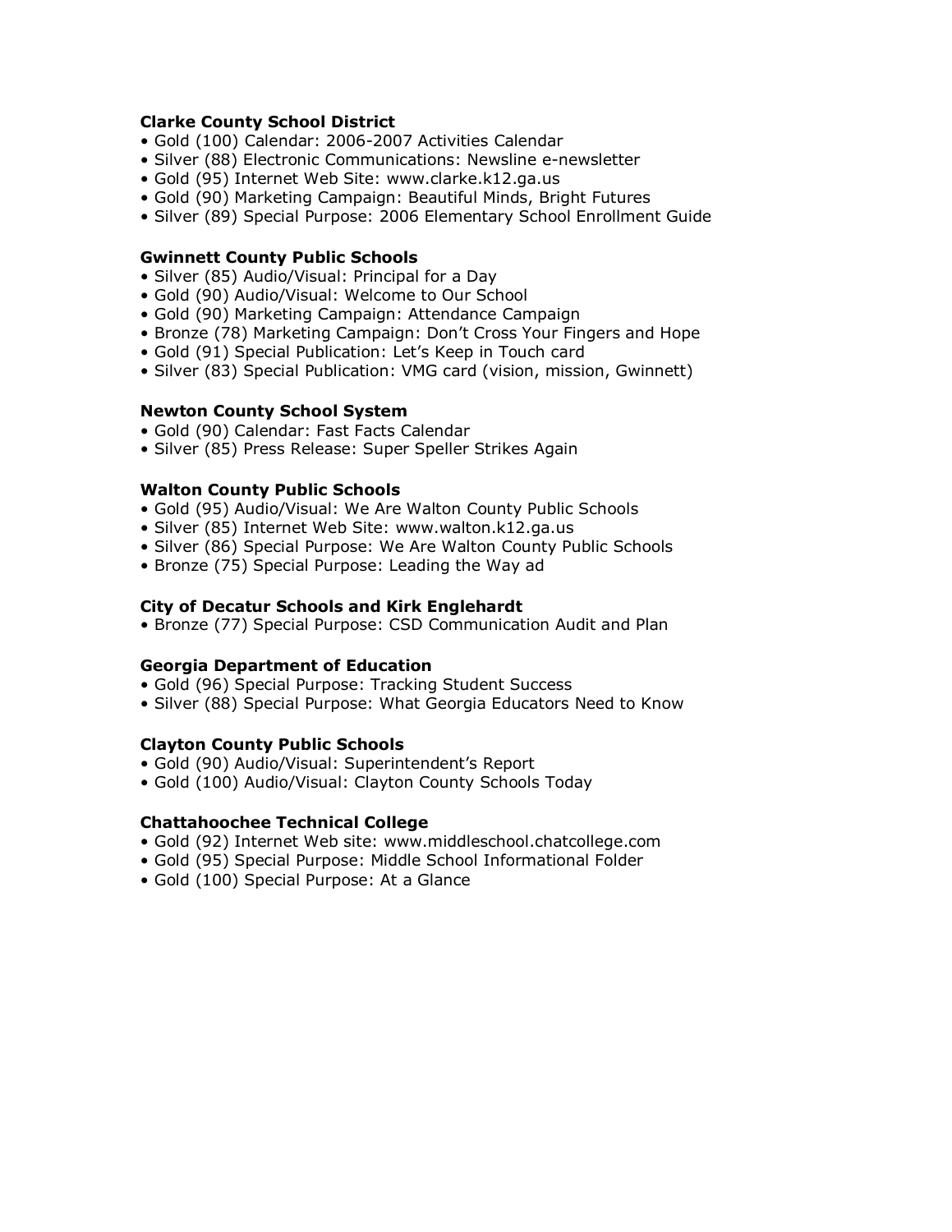**Clarke County School District**

- Gold (100) Calendar: 2006-2007 Activities Calendar
- Silver (88) Electronic Communications: Newsline e-newsletter
- Gold (95) Internet Web Site: www.clarke.k12.ga.us
- Gold (90) Marketing Campaign: Beautiful Minds, Bright Futures
- Silver (89) Special Purpose: 2006 Elementary School Enrollment Guide

**Gwinnett County Public Schools**

- Silver (85) Audio/Visual: Principal for a Day
- Gold (90) Audio/Visual: Welcome to Our School
- Gold (90) Marketing Campaign: Attendance Campaign
- Bronze (78) Marketing Campaign: Don't Cross Your Fingers and Hope
- Gold (91) Special Publication: Let's Keep in Touch card
- Silver (83) Special Publication: VMG card (vision, mission, Gwinnett)

**Newton County School System**

- Gold (90) Calendar: Fast Facts Calendar
- Silver (85) Press Release: Super Speller Strikes Again

**Walton County Public Schools**

- Gold (95) Audio/Visual: We Are Walton County Public Schools
- Silver (85) Internet Web Site: www.walton.k12.ga.us
- Silver (86) Special Purpose: We Are Walton County Public Schools
- Bronze (75) Special Purpose: Leading the Way ad

**City of Decatur Schools and Kirk Englehardt**

- Bronze (77) Special Purpose: CSD Communication Audit and Plan

**Georgia Department of Education**

- Gold (96) Special Purpose: Tracking Student Success
- Silver (88) Special Purpose: What Georgia Educators Need to Know

**Clayton County Public Schools**

- Gold (90) Audio/Visual: Superintendent's Report
- Gold (100) Audio/Visual: Clayton County Schools Today

**Chattahoochee Technical College**

- Gold (92) Internet Web site: www.middleschool.chatcollege.com
- Gold (95) Special Purpose: Middle School Informational Folder
- Gold (100) Special Purpose: At a Glance